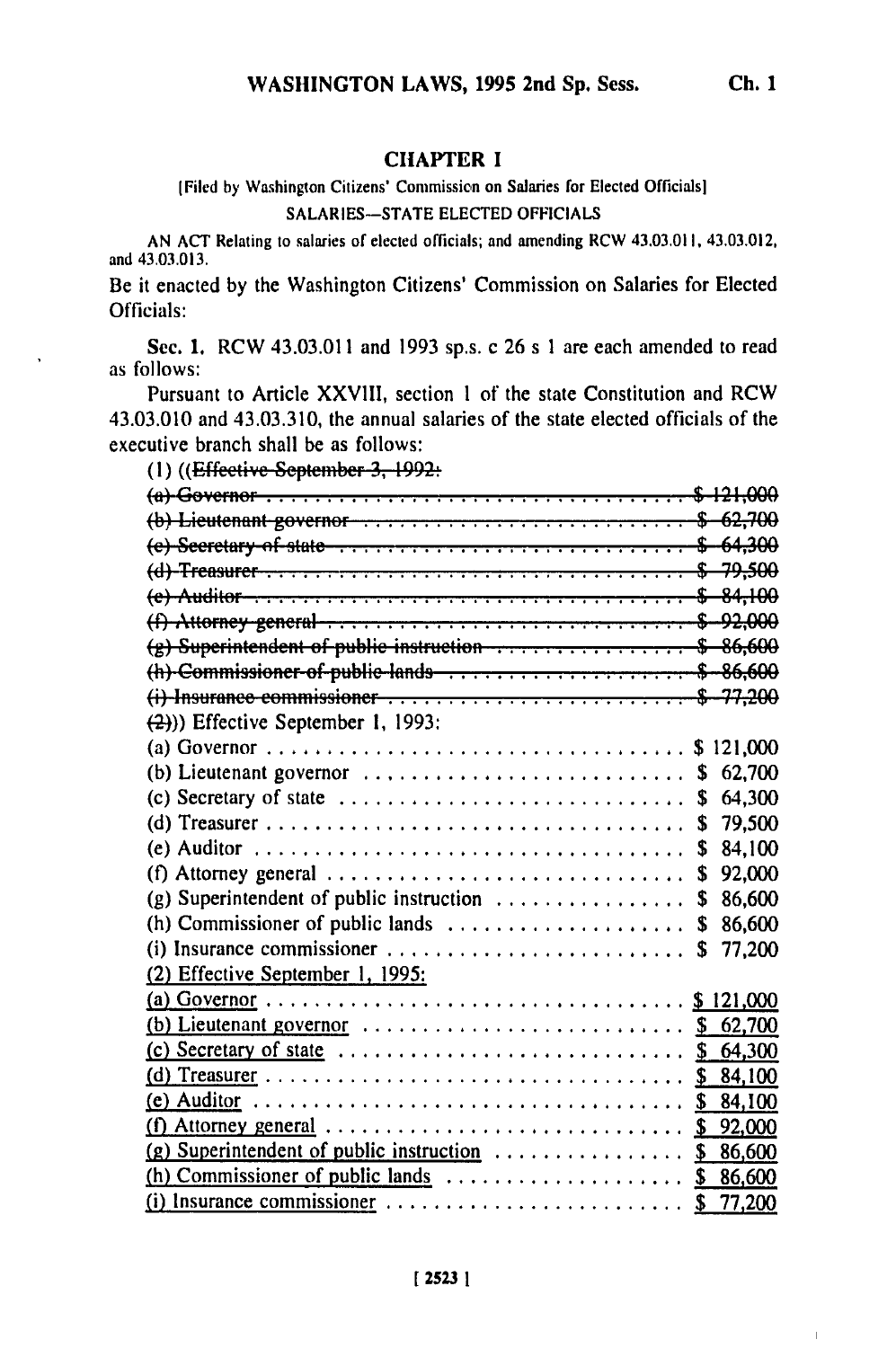# CHAPTER 1

[Filed by Washington Citizens' Commission on Salaries for Elected Officials]

SALARIES—STATE ELECTED OFFICIALS

AN ACT Relating to salaries of elected officials; and amending RCW 43.03.011, 43.03.012, and 43.03.013.

Be it enacted by the Washington Citizens' Commission on Salaries for Elected Officials:

**Sec. 1.** RCW 43.03.011 and 1993 sp.s. c 26 s 1 are each amended to read as follows:

Pursuant to Article XXVIII, section 1 of the state Constitution and RCW 43.03.010 and 43.03.310, the annual salaries of the state elected officials of the executive branch shall be as follows:

(1) ((~~Effective September 3, 1992:~~

~~(a) Governor . . . . . . . . . . . . . . . . . . . . . . . . . . . . . . . . . $ 121,000~~
~~(b) Lieutenant governor . . . . . . . . . . . . . . . . . . . . . . . . . . $ 62,700~~
~~(c) Secretary of state . . . . . . . . . . . . . . . . . . . . . . . . . . . $ 64,300~~
~~(d) Treasurer . . . . . . . . . . . . . . . . . . . . . . . . . . . . . . . . $ 79,500~~
~~(e) Auditor . . . . . . . . . . . . . . . . . . . . . . . . . . . . . . . . . $ 84,100~~
~~(f) Attorney general . . . . . . . . . . . . . . . . . . . . . . . . . . . . $ 92,000~~
~~(g) Superintendent of public instruction . . . . . . . . . . . . . . . . $ 86,600~~
~~(h) Commissioner of public lands . . . . . . . . . . . . . . . . . . . . $ 86,600~~
~~(i) Insurance commissioner . . . . . . . . . . . . . . . . . . . . . . . . $ 77,200~~

~~(2)~~)) Effective September 1, 1993:

(a) Governor . . . . . . . . . . . . . . . . . . . . . . . . . . . . . . . . . $ 121,000
(b) Lieutenant governor . . . . . . . . . . . . . . . . . . . . . . . . . . $ 62,700
(c) Secretary of state . . . . . . . . . . . . . . . . . . . . . . . . . . . $ 64,300
(d) Treasurer . . . . . . . . . . . . . . . . . . . . . . . . . . . . . . . . $ 79,500
(e) Auditor . . . . . . . . . . . . . . . . . . . . . . . . . . . . . . . . . $ 84,100
(f) Attorney general . . . . . . . . . . . . . . . . . . . . . . . . . . . . $ 92,000
(g) Superintendent of public instruction . . . . . . . . . . . . . . . . $ 86,600
(h) Commissioner of public lands . . . . . . . . . . . . . . . . . . . . $ 86,600
(i) Insurance commissioner . . . . . . . . . . . . . . . . . . . . . . . . $ 77,200

<u>(2) Effective September 1, 1995:</u>

<u>(a) Governor . . . . . . . . . . . . . . . . . . . . . . . . . . . . . . . . . $ 121,000</u>
<u>(b) Lieutenant governor . . . . . . . . . . . . . . . . . . . . . . . . . . $ 62,700</u>
<u>(c) Secretary of state . . . . . . . . . . . . . . . . . . . . . . . . . . . $ 64,300</u>
<u>(d) Treasurer . . . . . . . . . . . . . . . . . . . . . . . . . . . . . . . . $ 84,100</u>
<u>(e) Auditor . . . . . . . . . . . . . . . . . . . . . . . . . . . . . . . . . $ 84,100</u>
<u>(f) Attorney general . . . . . . . . . . . . . . . . . . . . . . . . . . . . $ 92,000</u>
<u>(g) Superintendent of public instruction . . . . . . . . . . . . . . . . $ 86,600</u>
<u>(h) Commissioner of public lands . . . . . . . . . . . . . . . . . . . . $ 86,600</u>
<u>(i) Insurance commissioner . . . . . . . . . . . . . . . . . . . . . . . . $ 77,200</u>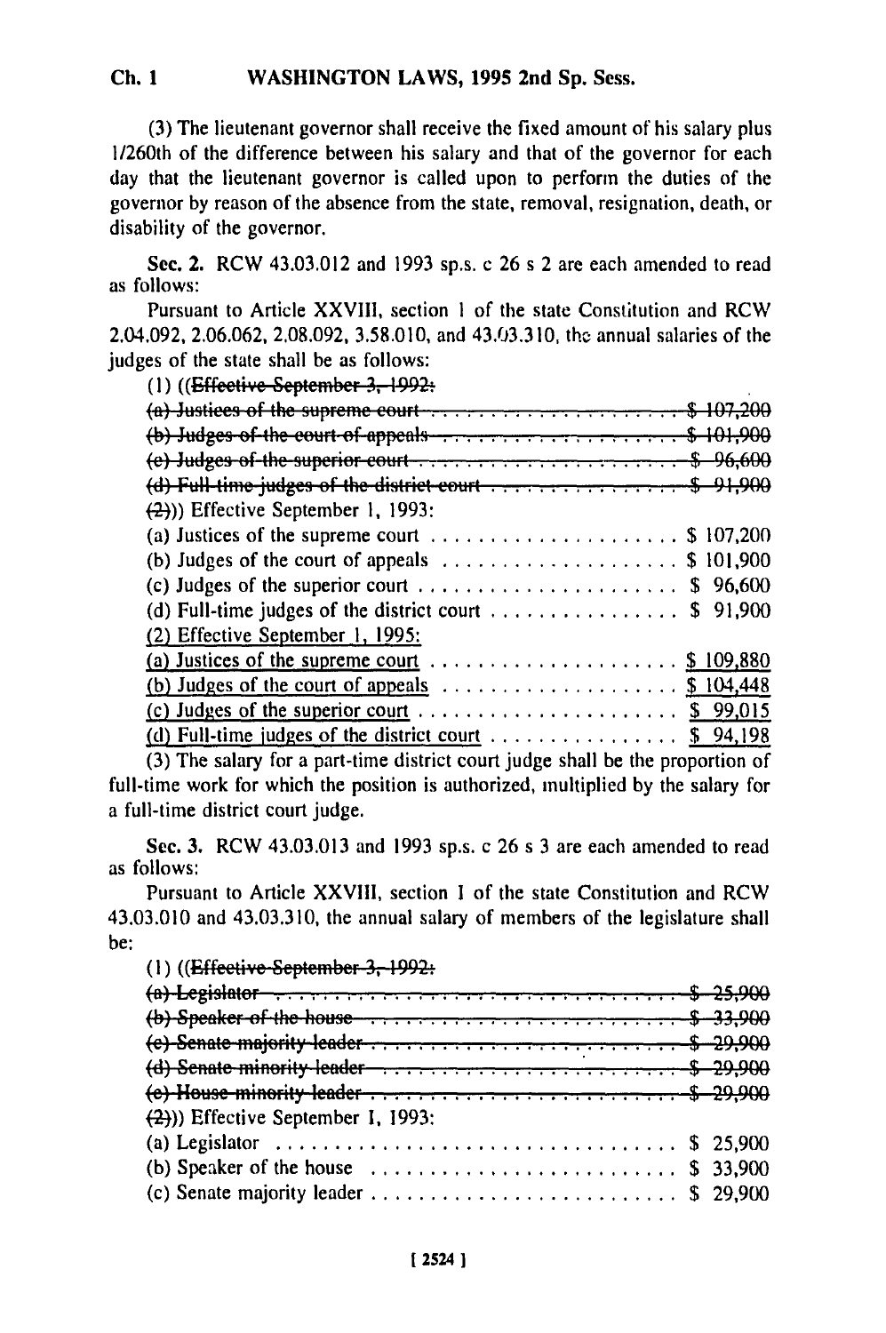(3) The lieutenant governor shall receive the fixed amount of his salary plus 1/260th of the difference between his salary and that of the governor for each day that the lieutenant governor is called upon to perform the duties of the governor by reason of the absence from the state, removal, resignation, death, or disability of the governor.

Sec. 2. RCW 43.03.012 and 1993 sp.s. c 26 s 2 are each amended to read as follows:

Pursuant to Article XXVIII, section 1 of the state Constitution and RCW 2.04.092, 2.06.062, 2.08.092, 3.58.010, and 43.03.310, the annual salaries of the judges of the state shall be as follows:

(1) ((~~Effective September 3, 1992:~~

~~(a) Justices of the supreme court . . . . . . . . . . . . . . . . . . . . . $ 107,200~~

~~(b) Judges of the court of appeals . . . . . . . . . . . . . . . . . . . . $ 101,900~~

~~(c) Judges of the superior court . . . . . . . . . . . . . . . . . . . . . . $ 96,600~~

~~(d) Full-time judges of the district court . . . . . . . . . . . . . . . . $ 91,900~~

~~(2)~~)) Effective September 1, 1993:

(a) Justices of the supreme court . . . . . . . . . . . . . . . . . . . . . $ 107,200

(b) Judges of the court of appeals . . . . . . . . . . . . . . . . . . . . $ 101,900

(c) Judges of the superior court . . . . . . . . . . . . . . . . . . . . . . $ 96,600

(d) Full-time judges of the district court . . . . . . . . . . . . . . . . $ 91,900

<u>(2) Effective September 1, 1995:</u>

<u>(a) Justices of the supreme court . . . . . . . . . . . . . . . . . . . . . $ 109,880</u>

<u>(b) Judges of the court of appeals . . . . . . . . . . . . . . . . . . . . $ 104,448</u>

<u>(c) Judges of the superior court . . . . . . . . . . . . . . . . . . . . . . $ 99,015</u>

<u>(d) Full-time judges of the district court . . . . . . . . . . . . . . . . $ 94,198</u>

(3) The salary for a part-time district court judge shall be the proportion of full-time work for which the position is authorized, multiplied by the salary for a full-time district court judge.

Sec. 3. RCW 43.03.013 and 1993 sp.s. c 26 s 3 are each amended to read as follows:

Pursuant to Article XXVIII, section 1 of the state Constitution and RCW 43.03.010 and 43.03.310, the annual salary of members of the legislature shall be:

(1) ((~~Effective September 3, 1992:~~

~~(a) Legislator . . . . . . . . . . . . . . . . . . . . . . . . . . . . . . . . . $ 25,900~~

~~(b) Speaker of the house . . . . . . . . . . . . . . . . . . . . . . . . . . $ 33,900~~

~~(c) Senate majority leader . . . . . . . . . . . . . . . . . . . . . . . . . . $ 29,900~~

~~(d) Senate minority leader . . . . . . . . . . . . . . . . . . . . . . . . . . $ 29,900~~

~~(e) House minority leader . . . . . . . . . . . . . . . . . . . . . . . . . . $ 29,900~~

~~(2)~~)) Effective September 1, 1993:

(a) Legislator . . . . . . . . . . . . . . . . . . . . . . . . . . . . . . . . . $ 25,900

(b) Speaker of the house . . . . . . . . . . . . . . . . . . . . . . . . . . $ 33,900

(c) Senate majority leader . . . . . . . . . . . . . . . . . . . . . . . . . . $ 29,900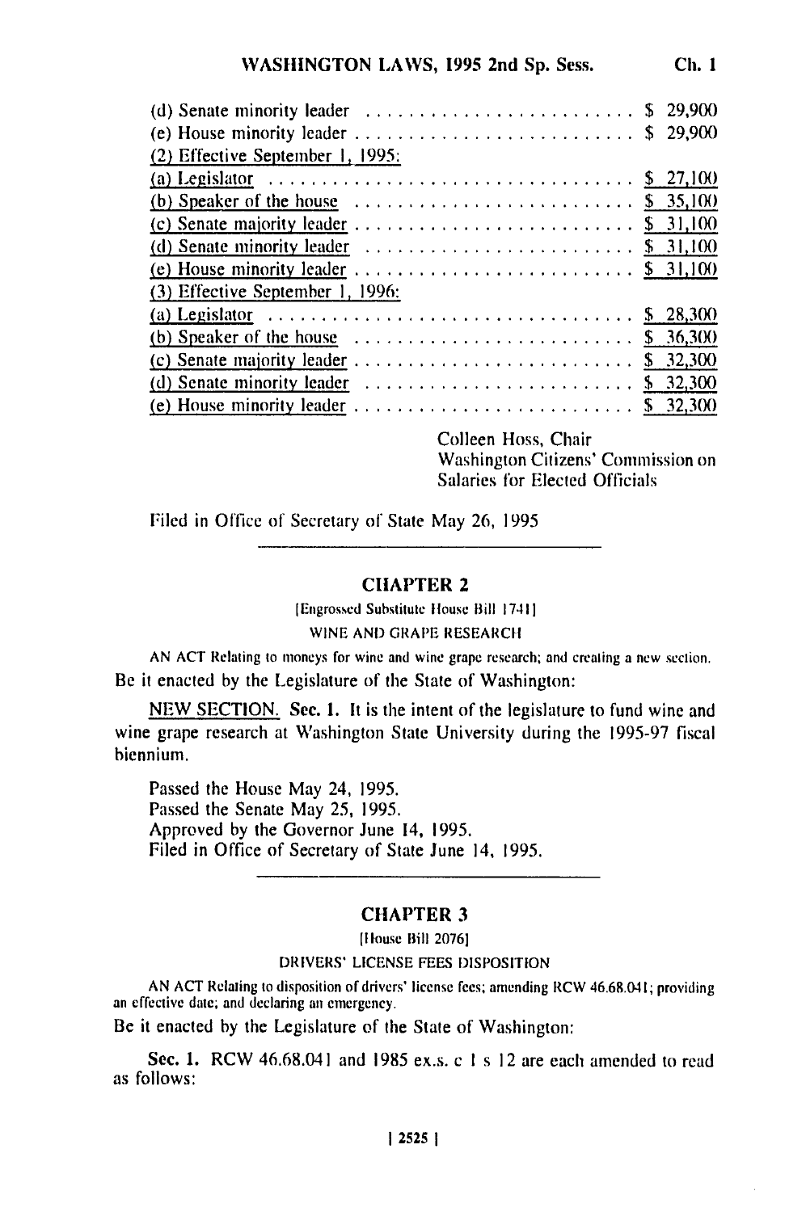(d) Senate minority leader . . . . . . . . . . . . . . . . . . . . . . . . . $ 29,900
(e) House minority leader . . . . . . . . . . . . . . . . . . . . . . . . . . $ 29,900
(2) Effective September 1, 1995:
(a) Legislator . . . . . . . . . . . . . . . . . . . . . . . . . . . . . . . . . $ 27,100
(b) Speaker of the house . . . . . . . . . . . . . . . . . . . . . . . . . $ 35,100
(c) Senate majority leader . . . . . . . . . . . . . . . . . . . . . . . . . . $ 31,100
(d) Senate minority leader . . . . . . . . . . . . . . . . . . . . . . . . . $ 31,100
(e) House minority leader . . . . . . . . . . . . . . . . . . . . . . . . . . $ 31,100
(3) Effective September 1, 1996:
(a) Legislator . . . . . . . . . . . . . . . . . . . . . . . . . . . . . . . . . $ 28,300
(b) Speaker of the house . . . . . . . . . . . . . . . . . . . . . . . . . $ 36,300
(c) Senate majority leader . . . . . . . . . . . . . . . . . . . . . . . . . . $ 32,300
(d) Senate minority leader . . . . . . . . . . . . . . . . . . . . . . . . . $ 32,300
(e) House minority leader . . . . . . . . . . . . . . . . . . . . . . . . . . $ 32,300

Colleen Hoss, Chair
Washington Citizens' Commission on Salaries for Elected Officials

Filed in Office of Secretary of State May 26, 1995

---

## CHAPTER 2

[Engrossed Substitute House Bill 1741]

WINE AND GRAPE RESEARCH

AN ACT Relating to moneys for wine and wine grape research; and creating a new section.

Be it enacted by the Legislature of the State of Washington:

NEW SECTION. Sec. 1. It is the intent of the legislature to fund wine and wine grape research at Washington State University during the 1995-97 fiscal biennium.

Passed the House May 24, 1995.
Passed the Senate May 25, 1995.
Approved by the Governor June 14, 1995.
Filed in Office of Secretary of State June 14, 1995.

---

## CHAPTER 3

[House Bill 2076]

DRIVERS' LICENSE FEES DISPOSITION

AN ACT Relating to disposition of drivers' license fees; amending RCW 46.68.041; providing an effective date; and declaring an emergency.

Be it enacted by the Legislature of the State of Washington:

**Sec. 1.** RCW 46.68.041 and 1985 ex.s. c 1 s 12 are each amended to read as follows: